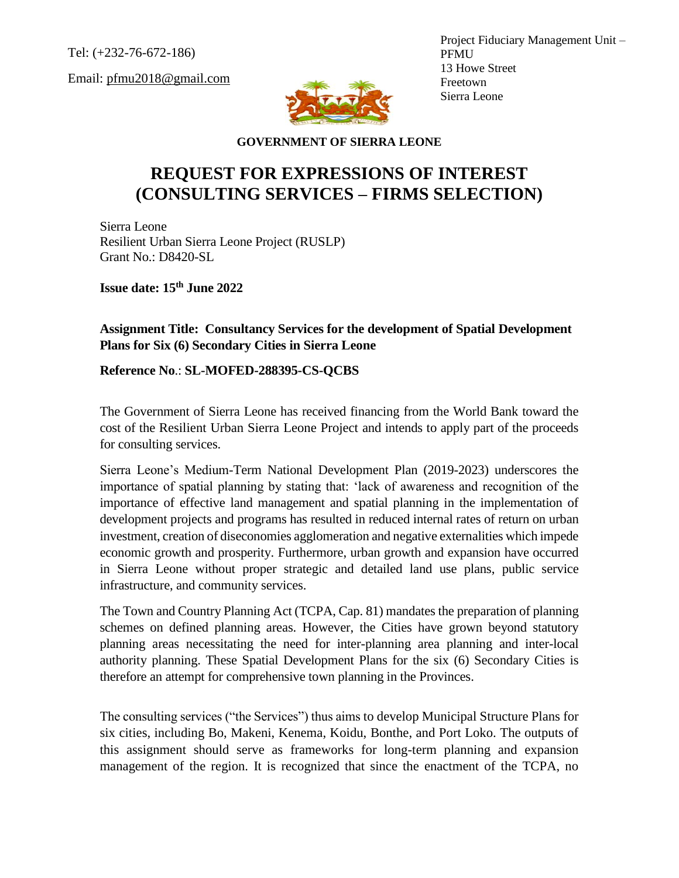Tel: (+232-76-672-186)

Email: pfmu2018@gmail.com

Project Fiduciary Management Unit – PFMU
13 Howe Street
Freetown
Sierra Leone

**GOVERNMENT OF SIERRA LEONE**

# REQUEST FOR EXPRESSIONS OF INTEREST (CONSULTING SERVICES – FIRMS SELECTION)

Sierra Leone
Resilient Urban Sierra Leone Project (RUSLP)
Grant No.: D8420-SL

**Issue date: 15th June 2022**

**Assignment Title: Consultancy Services for the development of Spatial Development Plans for Six (6) Secondary Cities in Sierra Leone**

**Reference No**.: **SL-MOFED-288395-CS-QCBS**

The Government of Sierra Leone has received financing from the World Bank toward the cost of the Resilient Urban Sierra Leone Project and intends to apply part of the proceeds for consulting services.

Sierra Leone's Medium-Term National Development Plan (2019-2023) underscores the importance of spatial planning by stating that: 'lack of awareness and recognition of the importance of effective land management and spatial planning in the implementation of development projects and programs has resulted in reduced internal rates of return on urban investment, creation of diseconomies agglomeration and negative externalities which impede economic growth and prosperity. Furthermore, urban growth and expansion have occurred in Sierra Leone without proper strategic and detailed land use plans, public service infrastructure, and community services.

The Town and Country Planning Act (TCPA, Cap. 81) mandates the preparation of planning schemes on defined planning areas. However, the Cities have grown beyond statutory planning areas necessitating the need for inter-planning area planning and inter-local authority planning. These Spatial Development Plans for the six (6) Secondary Cities is therefore an attempt for comprehensive town planning in the Provinces.

The consulting services ("the Services") thus aims to develop Municipal Structure Plans for six cities, including Bo, Makeni, Kenema, Koidu, Bonthe, and Port Loko. The outputs of this assignment should serve as frameworks for long-term planning and expansion management of the region. It is recognized that since the enactment of the TCPA, no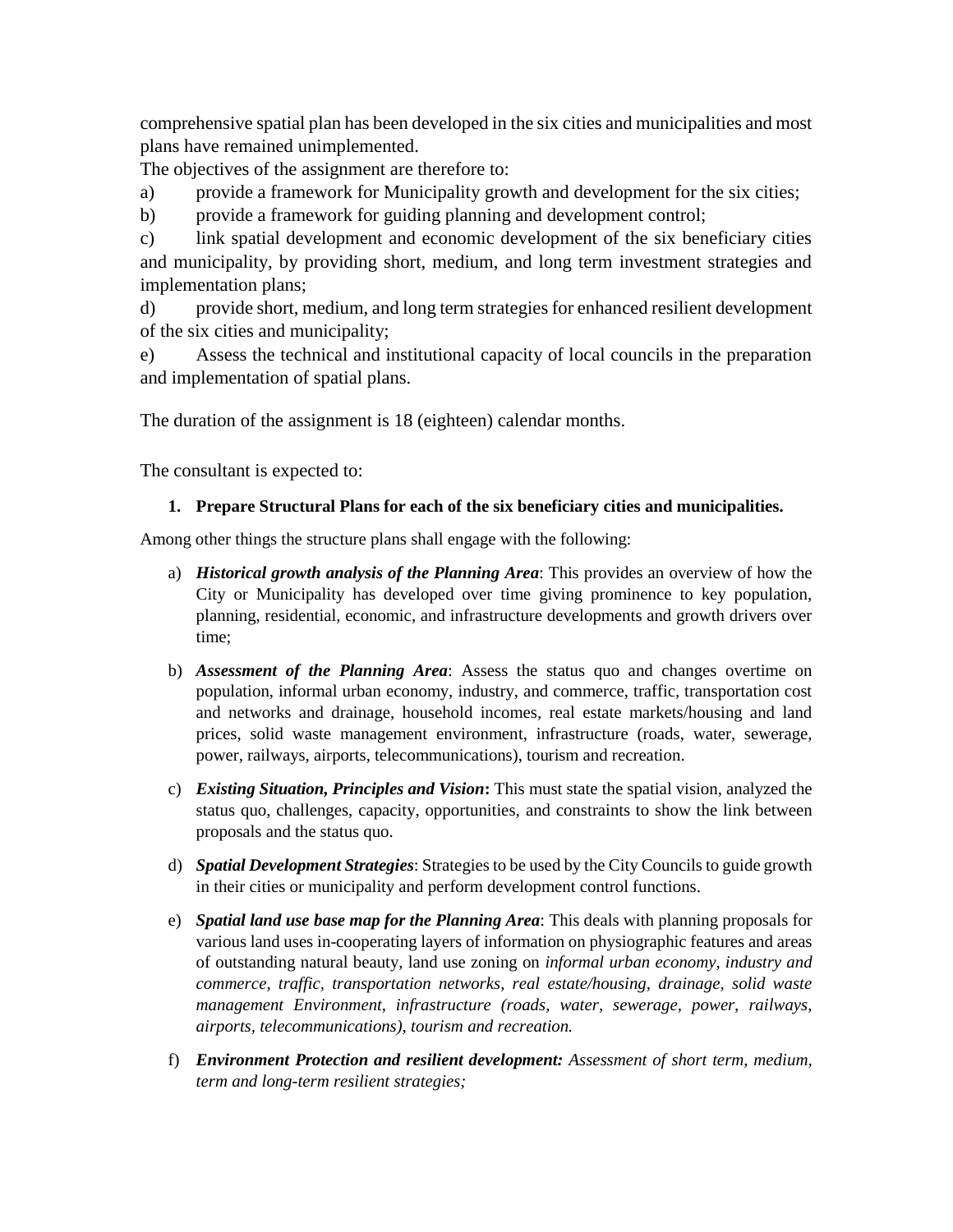comprehensive spatial plan has been developed in the six cities and municipalities and most plans have remained unimplemented.

The objectives of the assignment are therefore to:

a) provide a framework for Municipality growth and development for the six cities;

b) provide a framework for guiding planning and development control;

c) link spatial development and economic development of the six beneficiary cities and municipality, by providing short, medium, and long term investment strategies and implementation plans;

d) provide short, medium, and long term strategies for enhanced resilient development of the six cities and municipality;

e) Assess the technical and institutional capacity of local councils in the preparation and implementation of spatial plans.

The duration of the assignment is 18 (eighteen) calendar months.

The consultant is expected to:

1. **Prepare Structural Plans for each of the six beneficiary cities and municipalities.**

Among other things the structure plans shall engage with the following:

a) ***Historical growth analysis of the Planning Area***: This provides an overview of how the City or Municipality has developed over time giving prominence to key population, planning, residential, economic, and infrastructure developments and growth drivers over time;

b) ***Assessment of the Planning Area***: Assess the status quo and changes overtime on population, informal urban economy, industry, and commerce, traffic, transportation cost and networks and drainage, household incomes, real estate markets/housing and land prices, solid waste management environment, infrastructure (roads, water, sewerage, power, railways, airports, telecommunications), tourism and recreation.

c) ***Existing Situation, Principles and Vision*****:** This must state the spatial vision, analyzed the status quo, challenges, capacity, opportunities, and constraints to show the link between proposals and the status quo.

d) ***Spatial Development Strategies***: Strategies to be used by the City Councils to guide growth in their cities or municipality and perform development control functions.

e) ***Spatial land use base map for the Planning Area***: This deals with planning proposals for various land uses in-cooperating layers of information on physiographic features and areas of outstanding natural beauty, land use zoning on *informal urban economy, industry and commerce, traffic, transportation networks, real estate/housing, drainage, solid waste management Environment, infrastructure (roads, water, sewerage, power, railways, airports, telecommunications), tourism and recreation.*

f) ***Environment Protection and resilient development:*** *Assessment of short term, medium, term and long-term resilient strategies;*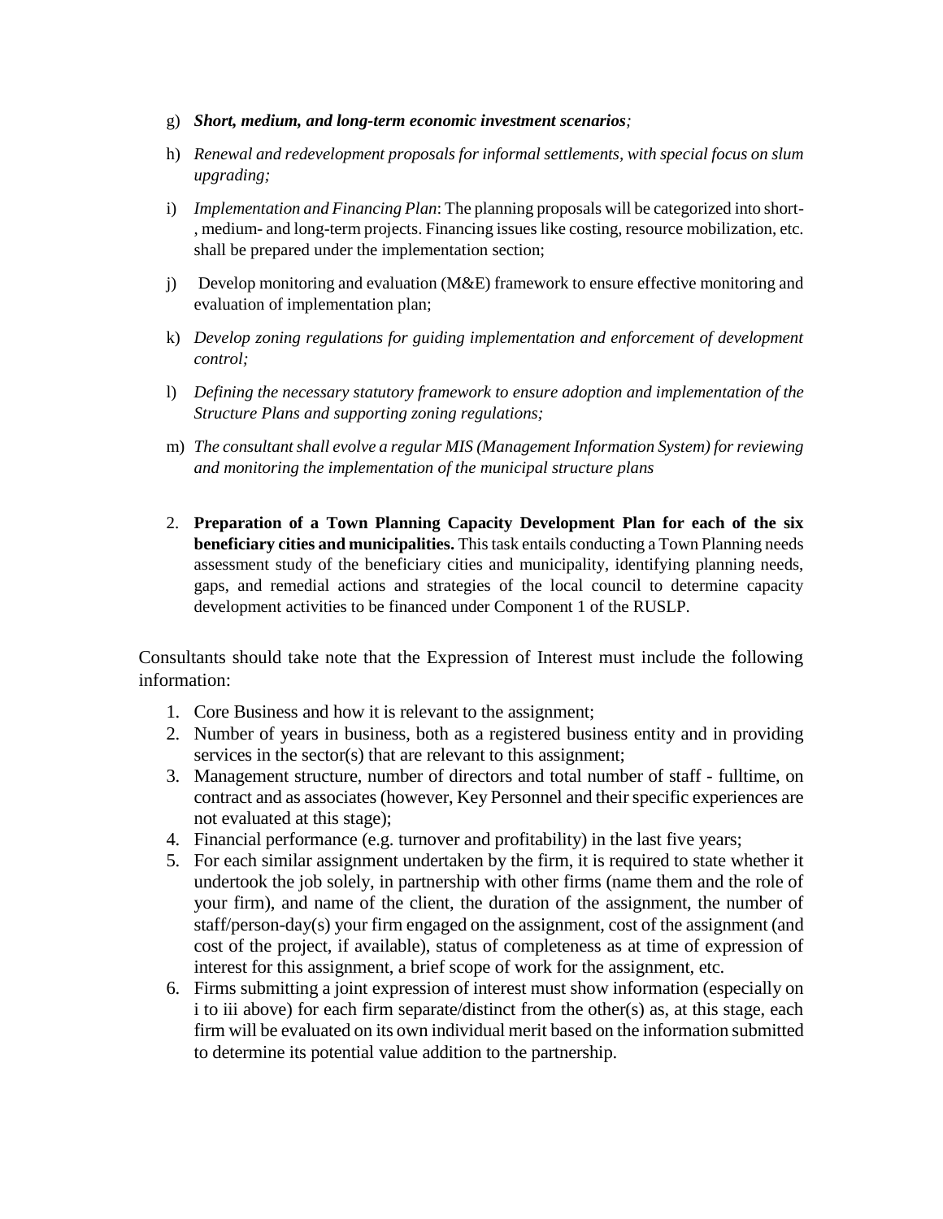g) ***Short, medium, and long-term economic investment scenarios****;*

h) *Renewal and redevelopment proposals for informal settlements, with special focus on slum upgrading;*

i) *Implementation and Financing Plan*: The planning proposals will be categorized into short-, medium- and long-term projects. Financing issues like costing, resource mobilization, etc. shall be prepared under the implementation section;

j) Develop monitoring and evaluation (M&E) framework to ensure effective monitoring and evaluation of implementation plan;

k) *Develop zoning regulations for guiding implementation and enforcement of development control;*

l) *Defining the necessary statutory framework to ensure adoption and implementation of the Structure Plans and supporting zoning regulations;*

m) *The consultant shall evolve a regular MIS (Management Information System) for reviewing and monitoring the implementation of the municipal structure plans*

2. **Preparation of a Town Planning Capacity Development Plan for each of the six beneficiary cities and municipalities.** This task entails conducting a Town Planning needs assessment study of the beneficiary cities and municipality, identifying planning needs, gaps, and remedial actions and strategies of the local council to determine capacity development activities to be financed under Component 1 of the RUSLP.

Consultants should take note that the Expression of Interest must include the following information:

1. Core Business and how it is relevant to the assignment;
2. Number of years in business, both as a registered business entity and in providing services in the sector(s) that are relevant to this assignment;
3. Management structure, number of directors and total number of staff - fulltime, on contract and as associates (however, Key Personnel and their specific experiences are not evaluated at this stage);
4. Financial performance (e.g. turnover and profitability) in the last five years;
5. For each similar assignment undertaken by the firm, it is required to state whether it undertook the job solely, in partnership with other firms (name them and the role of your firm), and name of the client, the duration of the assignment, the number of staff/person-day(s) your firm engaged on the assignment, cost of the assignment (and cost of the project, if available), status of completeness as at time of expression of interest for this assignment, a brief scope of work for the assignment, etc.
6. Firms submitting a joint expression of interest must show information (especially on i to iii above) for each firm separate/distinct from the other(s) as, at this stage, each firm will be evaluated on its own individual merit based on the information submitted to determine its potential value addition to the partnership.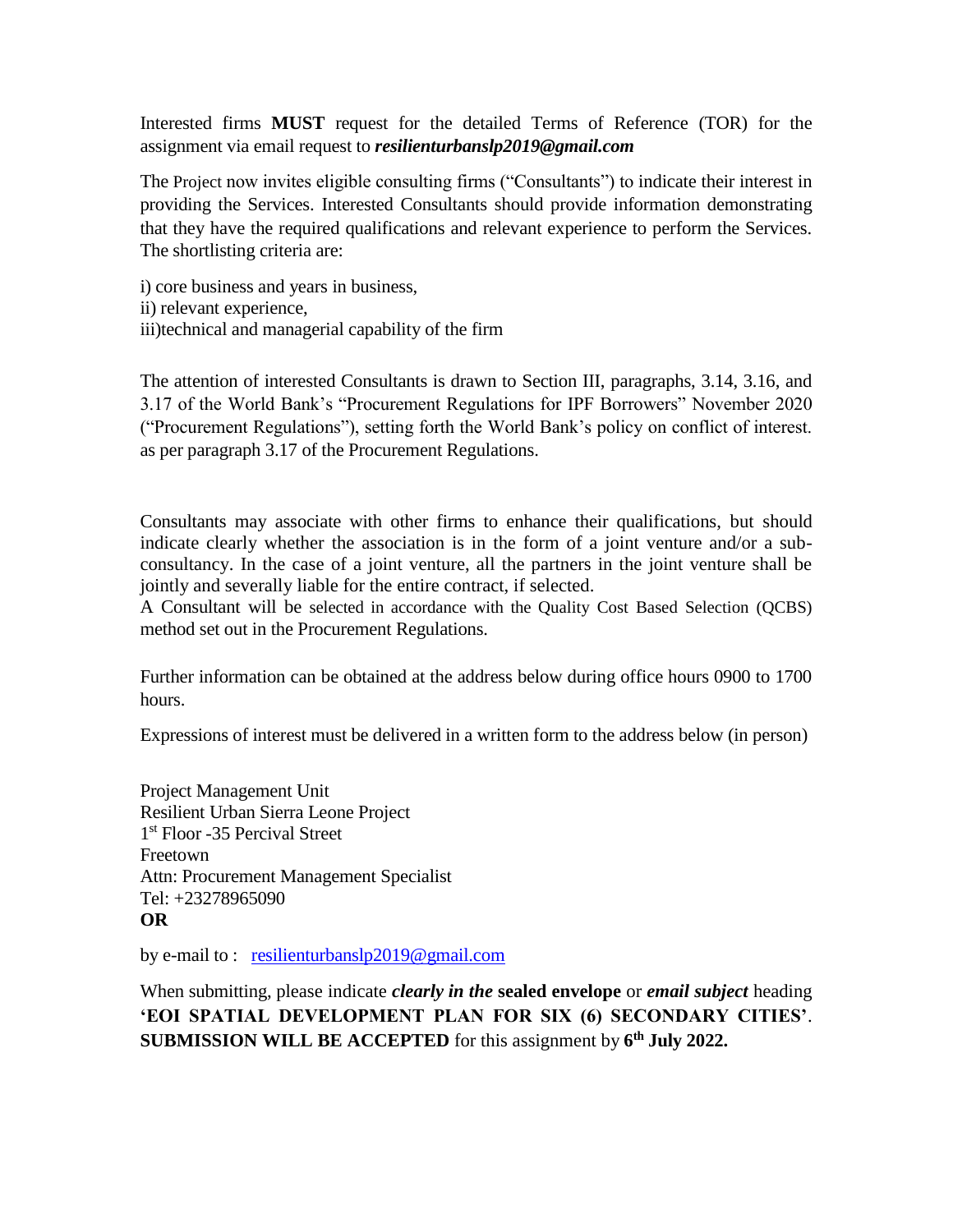Interested firms **MUST** request for the detailed Terms of Reference (TOR) for the assignment via email request to ***resilienturbanslp2019@gmail.com***

The Project now invites eligible consulting firms ("Consultants") to indicate their interest in providing the Services. Interested Consultants should provide information demonstrating that they have the required qualifications and relevant experience to perform the Services. The shortlisting criteria are:

i) core business and years in business,
ii) relevant experience,
iii)technical and managerial capability of the firm

The attention of interested Consultants is drawn to Section III, paragraphs, 3.14, 3.16, and 3.17 of the World Bank's "Procurement Regulations for IPF Borrowers" November 2020 ("Procurement Regulations"), setting forth the World Bank's policy on conflict of interest. as per paragraph 3.17 of the Procurement Regulations.

Consultants may associate with other firms to enhance their qualifications, but should indicate clearly whether the association is in the form of a joint venture and/or a sub-consultancy. In the case of a joint venture, all the partners in the joint venture shall be jointly and severally liable for the entire contract, if selected.
A Consultant will be selected in accordance with the Quality Cost Based Selection (QCBS) method set out in the Procurement Regulations.

Further information can be obtained at the address below during office hours 0900 to 1700 hours.

Expressions of interest must be delivered in a written form to the address below (in person)

Project Management Unit
Resilient Urban Sierra Leone Project
1st Floor -35 Percival Street
Freetown
Attn: Procurement Management Specialist
Tel: +23278965090
**OR**

by e-mail to : resilienturbanslp2019@gmail.com

When submitting, please indicate ***clearly in the*** **sealed envelope** or ***email subject*** heading **'EOI SPATIAL DEVELOPMENT PLAN FOR SIX (6) SECONDARY CITIES'**. **SUBMISSION WILL BE ACCEPTED** for this assignment by **6th July 2022.**